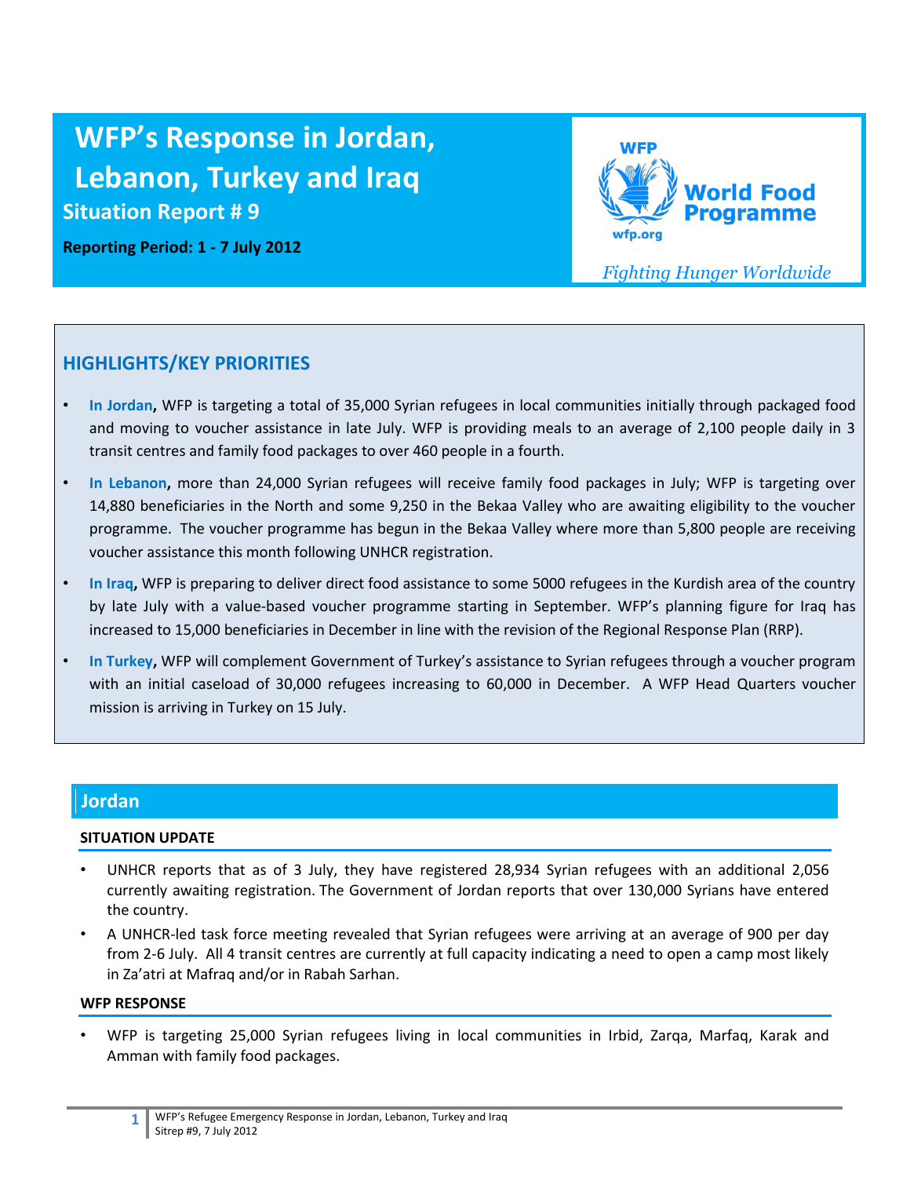# WFP's Response in Jordan, Lebanon, Turkey and Iraq

## Situation Report # 9

**Reporting Period: 1 - 7 July 2012**

WFP World Food Programme wfp.org

*Fighting Hunger Worldwide*

## HIGHLIGHTS/KEY PRIORITIES

- **In Jordan,** WFP is targeting a total of 35,000 Syrian refugees in local communities initially through packaged food and moving to voucher assistance in late July. WFP is providing meals to an average of 2,100 people daily in 3 transit centres and family food packages to over 460 people in a fourth.
- **In Lebanon,** more than 24,000 Syrian refugees will receive family food packages in July; WFP is targeting over 14,880 beneficiaries in the North and some 9,250 in the Bekaa Valley who are awaiting eligibility to the voucher programme. The voucher programme has begun in the Bekaa Valley where more than 5,800 people are receiving voucher assistance this month following UNHCR registration.
- **In Iraq,** WFP is preparing to deliver direct food assistance to some 5000 refugees in the Kurdish area of the country by late July with a value-based voucher programme starting in September. WFP's planning figure for Iraq has increased to 15,000 beneficiaries in December in line with the revision of the Regional Response Plan (RRP).
- **In Turkey,** WFP will complement Government of Turkey's assistance to Syrian refugees through a voucher program with an initial caseload of 30,000 refugees increasing to 60,000 in December. A WFP Head Quarters voucher mission is arriving in Turkey on 15 July.

## Jordan

### SITUATION UPDATE

- UNHCR reports that as of 3 July, they have registered 28,934 Syrian refugees with an additional 2,056 currently awaiting registration. The Government of Jordan reports that over 130,000 Syrians have entered the country.
- A UNHCR-led task force meeting revealed that Syrian refugees were arriving at an average of 900 per day from 2-6 July. All 4 transit centres are currently at full capacity indicating a need to open a camp most likely in Za'atri at Mafraq and/or in Rabah Sarhan.

### WFP RESPONSE

- WFP is targeting 25,000 Syrian refugees living in local communities in Irbid, Zarqa, Marfaq, Karak and Amman with family food packages.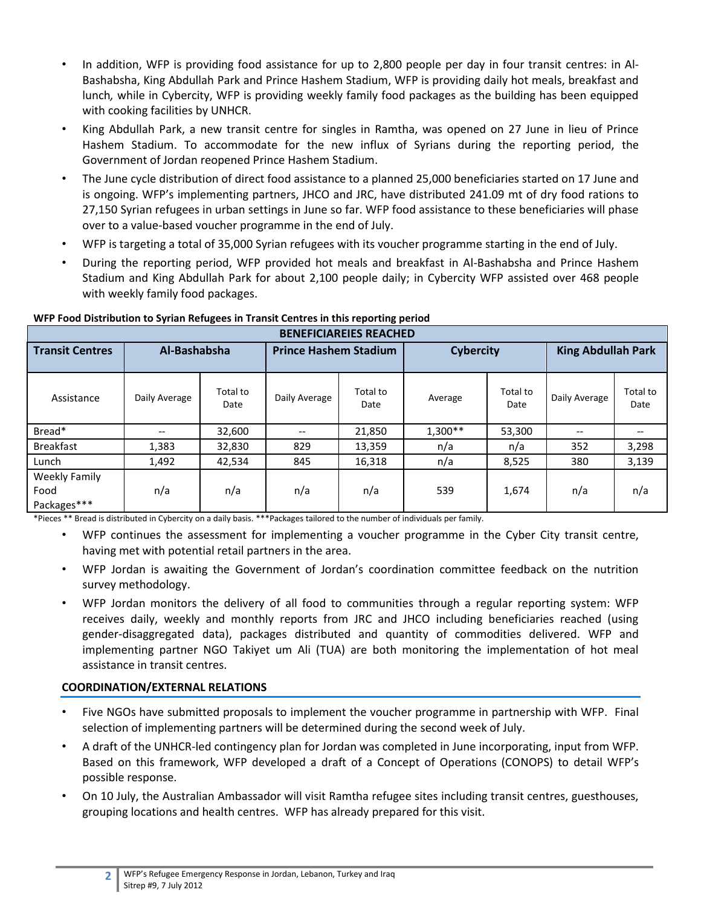- In addition, WFP is providing food assistance for up to 2,800 people per day in four transit centres: in Al-Bashabsha, King Abdullah Park and Prince Hashem Stadium, WFP is providing daily hot meals, breakfast and lunch*,* while in Cybercity, WFP is providing weekly family food packages as the building has been equipped with cooking facilities by UNHCR.
- King Abdullah Park, a new transit centre for singles in Ramtha, was opened on 27 June in lieu of Prince Hashem Stadium. To accommodate for the new influx of Syrians during the reporting period, the Government of Jordan reopened Prince Hashem Stadium.
- The June cycle distribution of direct food assistance to a planned 25,000 beneficiaries started on 17 June and is ongoing. WFP's implementing partners, JHCO and JRC, have distributed 241.09 mt of dry food rations to 27,150 Syrian refugees in urban settings in June so far. WFP food assistance to these beneficiaries will phase over to a value-based voucher programme in the end of July.
- WFP is targeting a total of 35,000 Syrian refugees with its voucher programme starting in the end of July.
- During the reporting period, WFP provided hot meals and breakfast in Al-Bashabsha and Prince Hashem Stadium and King Abdullah Park for about 2,100 people daily; in Cybercity WFP assisted over 468 people with weekly family food packages.

**WFP Food Distribution to Syrian Refugees in Transit Centres in this reporting period**

| BENEFICIAREIES REACHED | | | | | | | | |
|---|---|---|---|---|---|---|---|---|
| **Transit Centres** | **Al-Bashabsha** | | **Prince Hashem Stadium** | | **Cybercity** | | **King Abdullah Park** | |
| Assistance | Daily Average | Total to Date | Daily Average | Total to Date | Average | Total to Date | Daily Average | Total to Date |
| Bread* | -- | 32,600 | -- | 21,850 | 1,300** | 53,300 | -- | -- |
| Breakfast | 1,383 | 32,830 | 829 | 13,359 | n/a | n/a | 352 | 3,298 |
| Lunch | 1,492 | 42,534 | 845 | 16,318 | n/a | 8,525 | 380 | 3,139 |
| Weekly Family Food Packages*** | n/a | n/a | n/a | n/a | 539 | 1,674 | n/a | n/a |

*Pieces ** Bread is distributed in Cybercity on a daily basis. ***Packages tailored to the number of individuals per family.

- WFP continues the assessment for implementing a voucher programme in the Cyber City transit centre, having met with potential retail partners in the area.
- WFP Jordan is awaiting the Government of Jordan's coordination committee feedback on the nutrition survey methodology.
- WFP Jordan monitors the delivery of all food to communities through a regular reporting system: WFP receives daily, weekly and monthly reports from JRC and JHCO including beneficiaries reached (using gender-disaggregated data), packages distributed and quantity of commodities delivered. WFP and implementing partner NGO Takiyet um Ali (TUA) are both monitoring the implementation of hot meal assistance in transit centres.

## COORDINATION/EXTERNAL RELATIONS

- Five NGOs have submitted proposals to implement the voucher programme in partnership with WFP. Final selection of implementing partners will be determined during the second week of July.
- A draft of the UNHCR-led contingency plan for Jordan was completed in June incorporating, input from WFP. Based on this framework, WFP developed a draft of a Concept of Operations (CONOPS) to detail WFP's possible response.
- On 10 July, the Australian Ambassador will visit Ramtha refugee sites including transit centres, guesthouses, grouping locations and health centres. WFP has already prepared for this visit.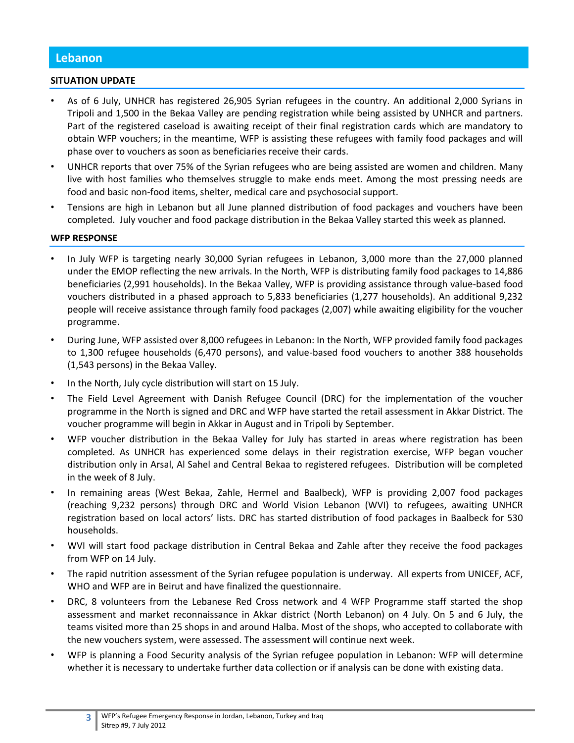## Lebanon

### SITUATION UPDATE

- As of 6 July, UNHCR has registered 26,905 Syrian refugees in the country. An additional 2,000 Syrians in Tripoli and 1,500 in the Bekaa Valley are pending registration while being assisted by UNHCR and partners. Part of the registered caseload is awaiting receipt of their final registration cards which are mandatory to obtain WFP vouchers; in the meantime, WFP is assisting these refugees with family food packages and will phase over to vouchers as soon as beneficiaries receive their cards.
- UNHCR reports that over 75% of the Syrian refugees who are being assisted are women and children. Many live with host families who themselves struggle to make ends meet. Among the most pressing needs are food and basic non-food items, shelter, medical care and psychosocial support.
- Tensions are high in Lebanon but all June planned distribution of food packages and vouchers have been completed. July voucher and food package distribution in the Bekaa Valley started this week as planned.

### WFP RESPONSE

- In July WFP is targeting nearly 30,000 Syrian refugees in Lebanon, 3,000 more than the 27,000 planned under the EMOP reflecting the new arrivals. In the North, WFP is distributing family food packages to 14,886 beneficiaries (2,991 households). In the Bekaa Valley, WFP is providing assistance through value-based food vouchers distributed in a phased approach to 5,833 beneficiaries (1,277 households). An additional 9,232 people will receive assistance through family food packages (2,007) while awaiting eligibility for the voucher programme.
- During June, WFP assisted over 8,000 refugees in Lebanon: In the North, WFP provided family food packages to 1,300 refugee households (6,470 persons), and value-based food vouchers to another 388 households (1,543 persons) in the Bekaa Valley.
- In the North, July cycle distribution will start on 15 July.
- The Field Level Agreement with Danish Refugee Council (DRC) for the implementation of the voucher programme in the North is signed and DRC and WFP have started the retail assessment in Akkar District. The voucher programme will begin in Akkar in August and in Tripoli by September.
- WFP voucher distribution in the Bekaa Valley for July has started in areas where registration has been completed. As UNHCR has experienced some delays in their registration exercise, WFP began voucher distribution only in Arsal, Al Sahel and Central Bekaa to registered refugees. Distribution will be completed in the week of 8 July.
- In remaining areas (West Bekaa, Zahle, Hermel and Baalbeck), WFP is providing 2,007 food packages (reaching 9,232 persons) through DRC and World Vision Lebanon (WVI) to refugees, awaiting UNHCR registration based on local actors' lists. DRC has started distribution of food packages in Baalbeck for 530 households.
- WVI will start food package distribution in Central Bekaa and Zahle after they receive the food packages from WFP on 14 July.
- The rapid nutrition assessment of the Syrian refugee population is underway. All experts from UNICEF, ACF, WHO and WFP are in Beirut and have finalized the questionnaire.
- DRC, 8 volunteers from the Lebanese Red Cross network and 4 WFP Programme staff started the shop assessment and market reconnaissance in Akkar district (North Lebanon) on 4 July. On 5 and 6 July, the teams visited more than 25 shops in and around Halba. Most of the shops, who accepted to collaborate with the new vouchers system, were assessed. The assessment will continue next week.
- WFP is planning a Food Security analysis of the Syrian refugee population in Lebanon: WFP will determine whether it is necessary to undertake further data collection or if analysis can be done with existing data.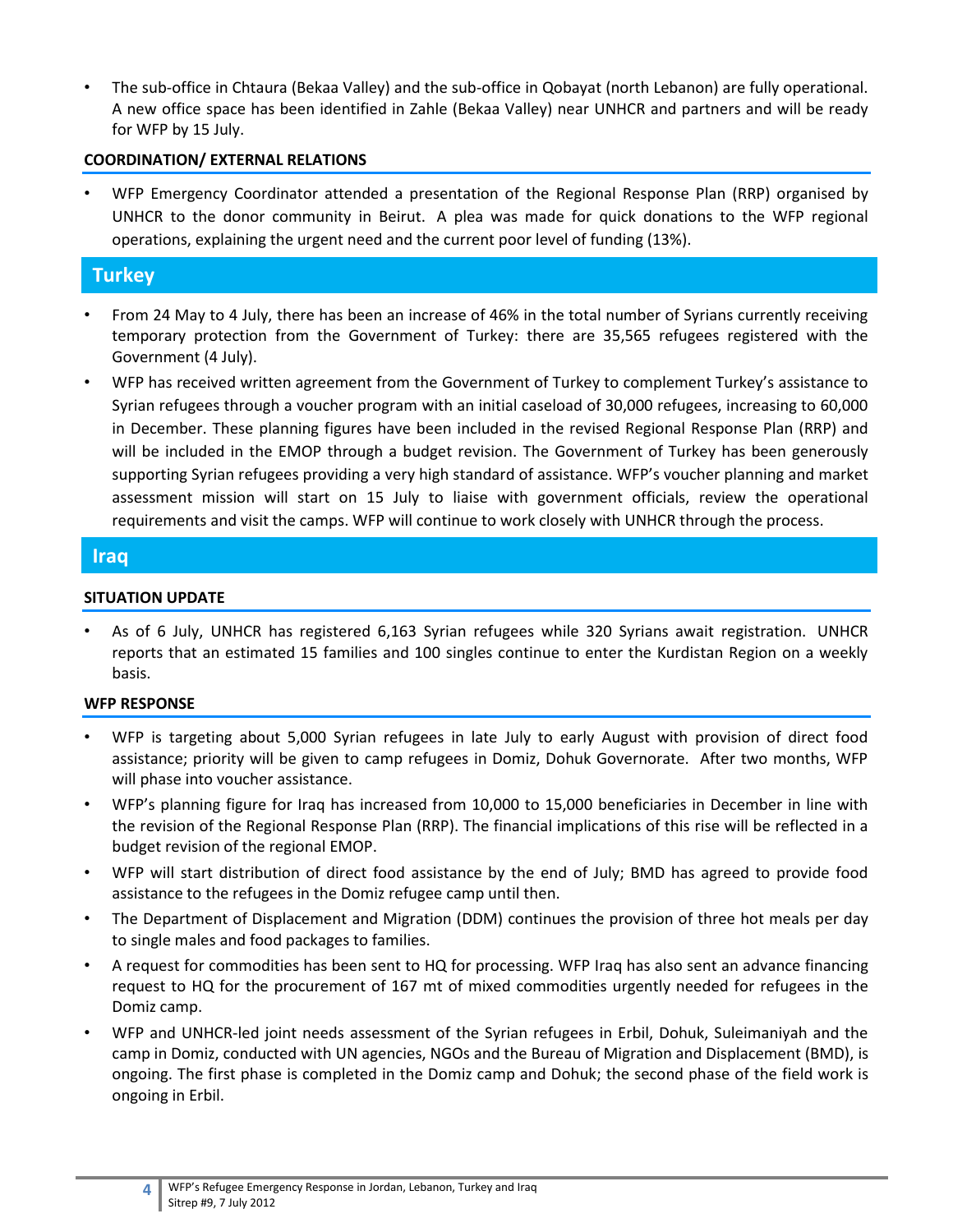- The sub-office in Chtaura (Bekaa Valley) and the sub-office in Qobayat (north Lebanon) are fully operational. A new office space has been identified in Zahle (Bekaa Valley) near UNHCR and partners and will be ready for WFP by 15 July.

### COORDINATION/ EXTERNAL RELATIONS

- WFP Emergency Coordinator attended a presentation of the Regional Response Plan (RRP) organised by UNHCR to the donor community in Beirut. A plea was made for quick donations to the WFP regional operations, explaining the urgent need and the current poor level of funding (13%).

## Turkey

- From 24 May to 4 July, there has been an increase of 46% in the total number of Syrians currently receiving temporary protection from the Government of Turkey: there are 35,565 refugees registered with the Government (4 July).
- WFP has received written agreement from the Government of Turkey to complement Turkey's assistance to Syrian refugees through a voucher program with an initial caseload of 30,000 refugees, increasing to 60,000 in December. These planning figures have been included in the revised Regional Response Plan (RRP) and will be included in the EMOP through a budget revision. The Government of Turkey has been generously supporting Syrian refugees providing a very high standard of assistance. WFP's voucher planning and market assessment mission will start on 15 July to liaise with government officials, review the operational requirements and visit the camps. WFP will continue to work closely with UNHCR through the process.

## Iraq

### SITUATION UPDATE

- As of 6 July, UNHCR has registered 6,163 Syrian refugees while 320 Syrians await registration. UNHCR reports that an estimated 15 families and 100 singles continue to enter the Kurdistan Region on a weekly basis.

### WFP RESPONSE

- WFP is targeting about 5,000 Syrian refugees in late July to early August with provision of direct food assistance; priority will be given to camp refugees in Domiz, Dohuk Governorate. After two months, WFP will phase into voucher assistance.
- WFP's planning figure for Iraq has increased from 10,000 to 15,000 beneficiaries in December in line with the revision of the Regional Response Plan (RRP). The financial implications of this rise will be reflected in a budget revision of the regional EMOP.
- WFP will start distribution of direct food assistance by the end of July; BMD has agreed to provide food assistance to the refugees in the Domiz refugee camp until then.
- The Department of Displacement and Migration (DDM) continues the provision of three hot meals per day to single males and food packages to families.
- A request for commodities has been sent to HQ for processing. WFP Iraq has also sent an advance financing request to HQ for the procurement of 167 mt of mixed commodities urgently needed for refugees in the Domiz camp.
- WFP and UNHCR-led joint needs assessment of the Syrian refugees in Erbil, Dohuk, Suleimaniyah and the camp in Domiz, conducted with UN agencies, NGOs and the Bureau of Migration and Displacement (BMD), is ongoing. The first phase is completed in the Domiz camp and Dohuk; the second phase of the field work is ongoing in Erbil.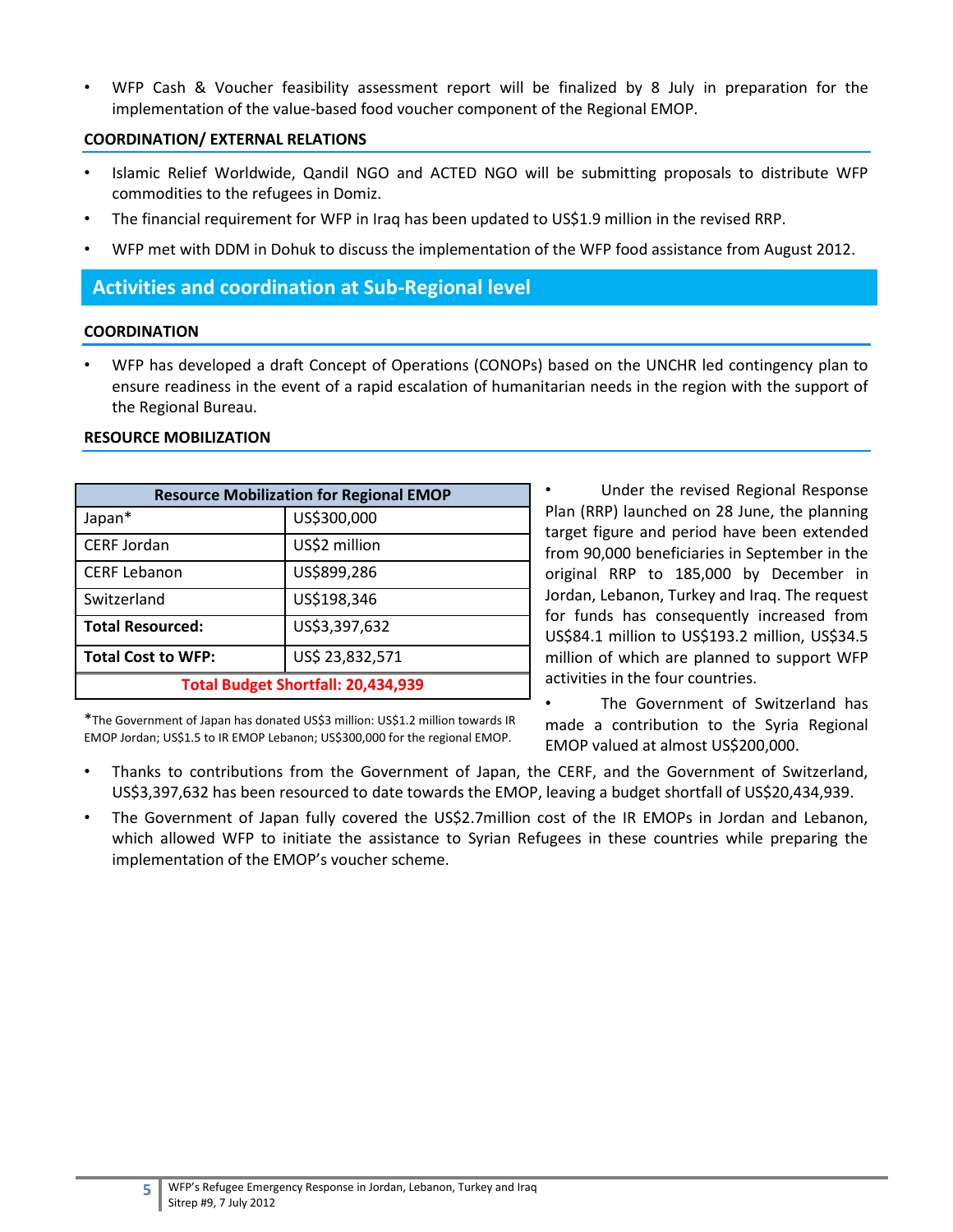- WFP Cash & Voucher feasibility assessment report will be finalized by 8 July in preparation for the implementation of the value-based food voucher component of the Regional EMOP.

**COORDINATION/ EXTERNAL RELATIONS**

- Islamic Relief Worldwide, Qandil NGO and ACTED NGO will be submitting proposals to distribute WFP commodities to the refugees in Domiz.
- The financial requirement for WFP in Iraq has been updated to US$1.9 million in the revised RRP.
- WFP met with DDM in Dohuk to discuss the implementation of the WFP food assistance from August 2012.

## Activities and coordination at Sub-Regional level

**COORDINATION**

- WFP has developed a draft Concept of Operations (CONOPs) based on the UNCHR led contingency plan to ensure readiness in the event of a rapid escalation of humanitarian needs in the region with the support of the Regional Bureau.

**RESOURCE MOBILIZATION**

| Resource Mobilization for Regional EMOP | |
|---|---|
| Japan* | US$300,000 |
| CERF Jordan | US$2 million |
| CERF Lebanon | US$899,286 |
| Switzerland | US$198,346 |
| **Total Resourced:** | US$3,397,632 |
| **Total Cost to WFP:** | US$ 23,832,571 |
| **Total Budget Shortfall: 20,434,939** | |

*The Government of Japan has donated US$3 million: US$1.2 million towards IR EMOP Jordan; US$1.5 to IR EMOP Lebanon; US$300,000 for the regional EMOP.

- Under the revised Regional Response Plan (RRP) launched on 28 June, the planning target figure and period have been extended from 90,000 beneficiaries in September in the original RRP to 185,000 by December in Jordan, Lebanon, Turkey and Iraq. The request for funds has consequently increased from US$84.1 million to US$193.2 million, US$34.5 million of which are planned to support WFP activities in the four countries.
- The Government of Switzerland has made a contribution to the Syria Regional EMOP valued at almost US$200,000.
- Thanks to contributions from the Government of Japan, the CERF, and the Government of Switzerland, US$3,397,632 has been resourced to date towards the EMOP, leaving a budget shortfall of US$20,434,939.
- The Government of Japan fully covered the US$2.7million cost of the IR EMOPs in Jordan and Lebanon, which allowed WFP to initiate the assistance to Syrian Refugees in these countries while preparing the implementation of the EMOP's voucher scheme.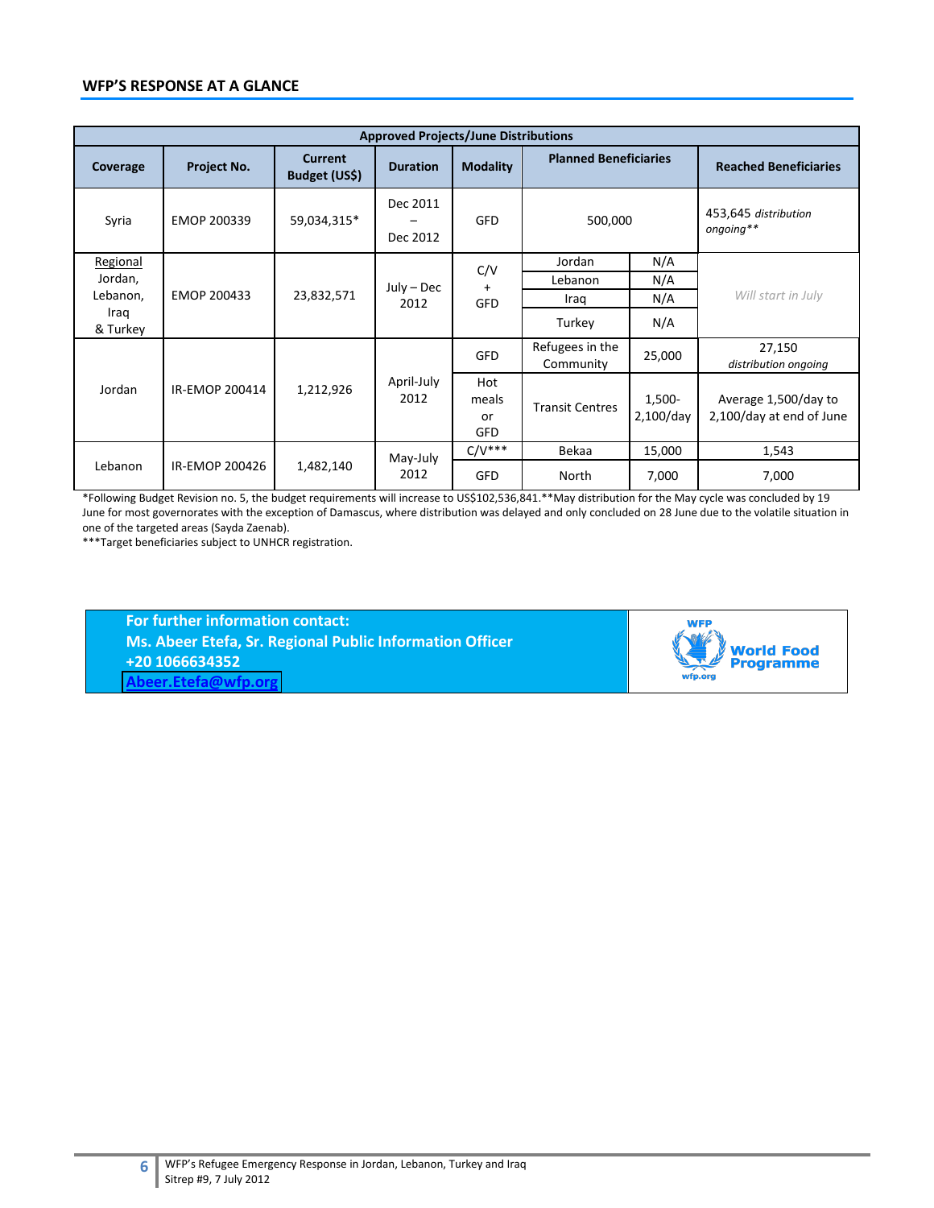## WFP'S RESPONSE AT A GLANCE

| Approved Projects/June Distributions | | | | | | | |
|---|---|---|---|---|---|---|---|
| Coverage | Project No. | Current Budget (US$) | Duration | Modality | Planned Beneficiaries | | Reached Beneficiaries |
| Syria | EMOP 200339 | 59,034,315* | Dec 2011 – Dec 2012 | GFD | 500,000 | | 453,645 *distribution ongoing*** |
| Regional Jordan, Lebanon, Iraq & Turkey | EMOP 200433 | 23,832,571 | July – Dec 2012 | C/V + GFD | Jordan | N/A | *Will start in July* |
| | | | | | Lebanon | N/A | |
| | | | | | Iraq | N/A | |
| | | | | | Turkey | N/A | |
| Jordan | IR-EMOP 200414 | 1,212,926 | April-July 2012 | GFD | Refugees in the Community | 25,000 | 27,150 *distribution ongoing* |
| | | | | Hot meals or GFD | Transit Centres | 1,500-2,100/day | Average 1,500/day to 2,100/day at end of June |
| Lebanon | IR-EMOP 200426 | 1,482,140 | May-July 2012 | C/V*** | Bekaa | 15,000 | 1,543 |
| | | | | GFD | North | 7,000 | 7,000 |

*Following Budget Revision no. 5, the budget requirements will increase to US$102,536,841.**May distribution for the May cycle was concluded by 19 June for most governorates with the exception of Damascus, where distribution was delayed and only concluded on 28 June due to the volatile situation in one of the targeted areas (Sayda Zaenab).

***Target beneficiaries subject to UNHCR registration.

**For further information contact:**
**Ms. Abeer Etefa, Sr. Regional Public Information Officer**
**+20 1066634352**
**Abeer.Etefa@wfp.org**

WFP World Food Programme wfp.org